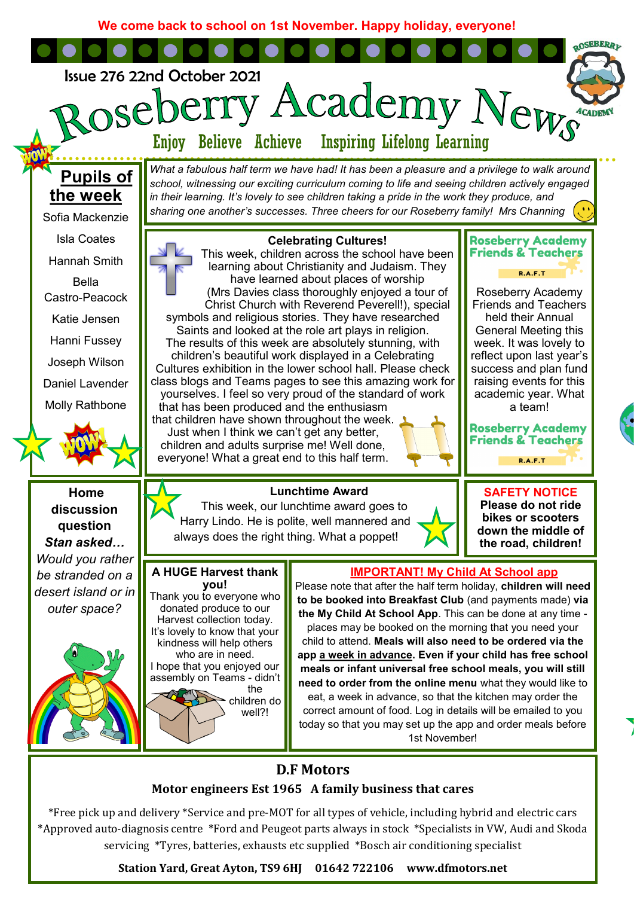We come back to school on 1st November. Happy holiday, everyone!

Issue 276 22nd October 2021

# Roseberry Academy News

Enjoy Believe Achieve Inspiring Lifelong Learning

## Pupils of the week

Sofia Mackenzie

Isla Coates

Hannah Smith

Bella Castro-Peacock

Katie Jensen

Hanni Fussey

Joseph Wilson

Daniel Lavender

Molly Rathbone

*What a fabulous half term we have had! It has been a pleasure and a privilege to walk around school, witnessing our exciting curriculum coming to life and seeing children actively engaged in their learning. It's lovely to see children taking a pride in the work they produce, and sharing one another's successes. Three cheers for our Roseberry family! Mrs Channing*

### Celebrating Cultures!

This week, children across the school have been learning about Christianity and Judaism. They have learned about places of worship (Mrs Davies class thoroughly enjoyed a tour of Christ Church with Reverend Peverell!), special symbols and religious stories. They have researched Saints and looked at the role art plays in religion. The results of this week are absolutely stunning, with children's beautiful work displayed in a Celebrating Cultures exhibition in the lower school hall. Please check class blogs and Teams pages to see this amazing work for yourselves. I feel so very proud of the standard of work that has been produced and the enthusiasm that children have shown throughout the week. Just when I think we can't get any better, children and adults surprise me! Well done, everyone! What a great end to this half term.

### Roseberry Academy Friends & Teachers

R.A.F.T

Roseberry Academy Friends and Teachers held their Annual General Meeting this week. It was lovely to reflect upon last year's success and plan fund raising events for this academic year. What a team!

### Home discussion question

***Stan asked…***

*Would you rather be stranded on a desert island or in outer space?*

### Lunchtime Award

This week, our lunchtime award goes to Harry Lindo. He is polite, well mannered and always does the right thing. What a poppet!

### SAFETY NOTICE

**Please do not ride bikes or scooters down the middle of the road, children!**

### A HUGE Harvest thank you!

Thank you to everyone who donated produce to our Harvest collection today. It's lovely to know that your kindness will help others who are in need.

I hope that you enjoyed our assembly on Teams - didn't the children do well?!

### IMPORTANT! My Child At School app

Please note that after the half term holiday, **children will need to be booked into Breakfast Club** (and payments made) **via the My Child At School App**. This can be done at any time - places may be booked on the morning that you need your child to attend. **Meals will also need to be ordered via the app a week in advance. Even if your child has free school meals or infant universal free school meals, you will still need to order from the online menu** what they would like to eat, a week in advance, so that the kitchen may order the correct amount of food. Log in details will be emailed to you today so that you may set up the app and order meals before 1st November!

## D.F Motors

**Motor engineers Est 1965 A family business that cares**

*Free pick up and delivery *Service and pre-MOT for all types of vehicle, including hybrid and electric cars *Approved auto-diagnosis centre *Ford and Peugeot parts always in stock *Specialists in VW, Audi and Skoda servicing *Tyres, batteries, exhausts etc supplied *Bosch air conditioning specialist

**Station Yard, Great Ayton, TS9 6HJ 01642 722106 www.dfmotors.net**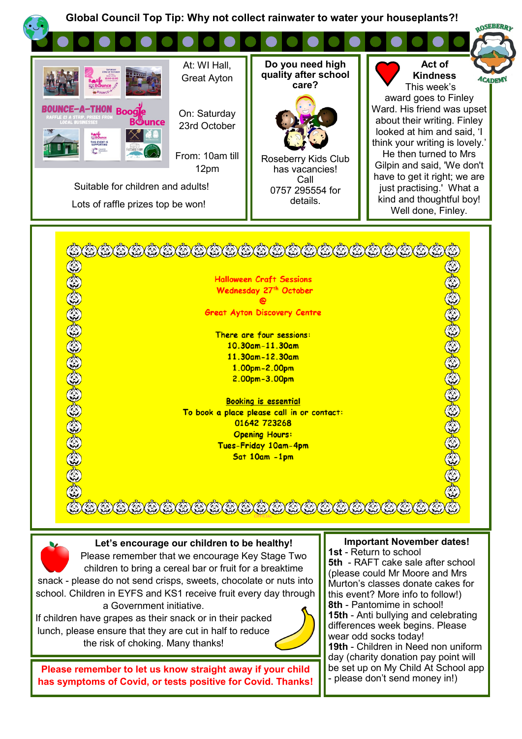**Global Council Top Tip: Why not collect rainwater to water your houseplants?!**

At: WI Hall, Great Ayton

On: Saturday 23rd October

From: 10am till 12pm

Suitable for children and adults!

Lots of raffle prizes top be won!

**Do you need high quality after school care?**

Roseberry Kids Club has vacancies! Call 0757 295554 for details.

**Act of Kindness**

This week's award goes to Finley Ward. His friend was upset about their writing. Finley looked at him and said, 'I think your writing is lovely.' He then turned to Mrs Gilpin and said, 'We don't have to get it right; we are just practising.' What a kind and thoughtful boy! Well done, Finley.

Halloween Craft Sessions
Wednesday 27th October
@
Great Ayton Discovery Centre

There are four sessions:
10.30am-11.30am
11.30am-12.30am
1.00pm-2.00pm
2.00pm-3.00pm

Booking is essential
To book a place please call in or contact:
01642 723268
Opening Hours:
Tues-Friday 10am-4pm
Sat 10am -1pm

**Let's encourage our children to be healthy!**

Please remember that we encourage Key Stage Two children to bring a cereal bar or fruit for a breaktime snack - please do not send crisps, sweets, chocolate or nuts into school. Children in EYFS and KS1 receive fruit every day through a Government initiative.

If children have grapes as their snack or in their packed lunch, please ensure that they are cut in half to reduce the risk of choking. Many thanks!

**Please remember to let us know straight away if your child has symptoms of Covid, or tests positive for Covid. Thanks!**

**Important November dates!**

**1st** - Return to school
**5th** - RAFT cake sale after school (please could Mr Moore and Mrs Murton's classes donate cakes for this event? More info to follow!)
**8th** - Pantomime in school!
**15th** - Anti bullying and celebrating differences week begins. Please wear odd socks today!
**19th** - Children in Need non uniform day (charity donation pay point will be set up on My Child At School app - please don't send money in!)